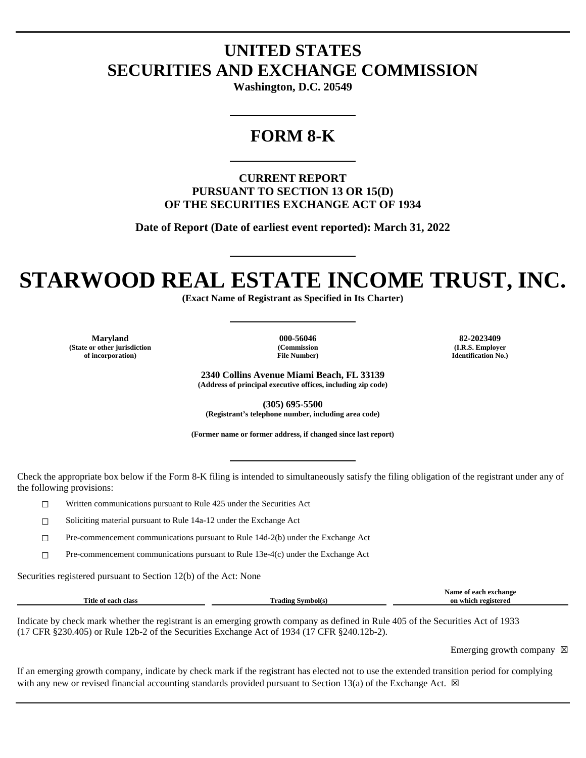# UNITED STATES
# SECURITIES AND EXCHANGE COMMISSION

**Washington, D.C. 20549**

## FORM 8-K

**CURRENT REPORT**
**PURSUANT TO SECTION 13 OR 15(D)**
**OF THE SECURITIES EXCHANGE ACT OF 1934**

**Date of Report (Date of earliest event reported): March 31, 2022**

# STARWOOD REAL ESTATE INCOME TRUST, INC.

**(Exact Name of Registrant as Specified in Its Charter)**

| **Maryland** | **000-56046** | **82-2023409** |
|---|---|---|
| **(State or other jurisdiction of incorporation)** | **(Commission File Number)** | **(I.R.S. Employer Identification No.)** |

**2340 Collins Avenue Miami Beach, FL 33139**
**(Address of principal executive offices, including zip code)**

**(305) 695-5500**
**(Registrant's telephone number, including area code)**

**(Former name or former address, if changed since last report)**

Check the appropriate box below if the Form 8-K filing is intended to simultaneously satisfy the filing obligation of the registrant under any of the following provisions:

☐ Written communications pursuant to Rule 425 under the Securities Act

☐ Soliciting material pursuant to Rule 14a-12 under the Exchange Act

☐ Pre-commencement communications pursuant to Rule 14d-2(b) under the Exchange Act

☐ Pre-commencement communications pursuant to Rule 13e-4(c) under the Exchange Act

Securities registered pursuant to Section 12(b) of the Act: None

| Title of each class | Trading Symbol(s) | Name of each exchange on which registered |
|---|---|---|

Indicate by check mark whether the registrant is an emerging growth company as defined in Rule 405 of the Securities Act of 1933 (17 CFR §230.405) or Rule 12b-2 of the Securities Exchange Act of 1934 (17 CFR §240.12b-2).

Emerging growth company ☒

If an emerging growth company, indicate by check mark if the registrant has elected not to use the extended transition period for complying with any new or revised financial accounting standards provided pursuant to Section 13(a) of the Exchange Act. ☒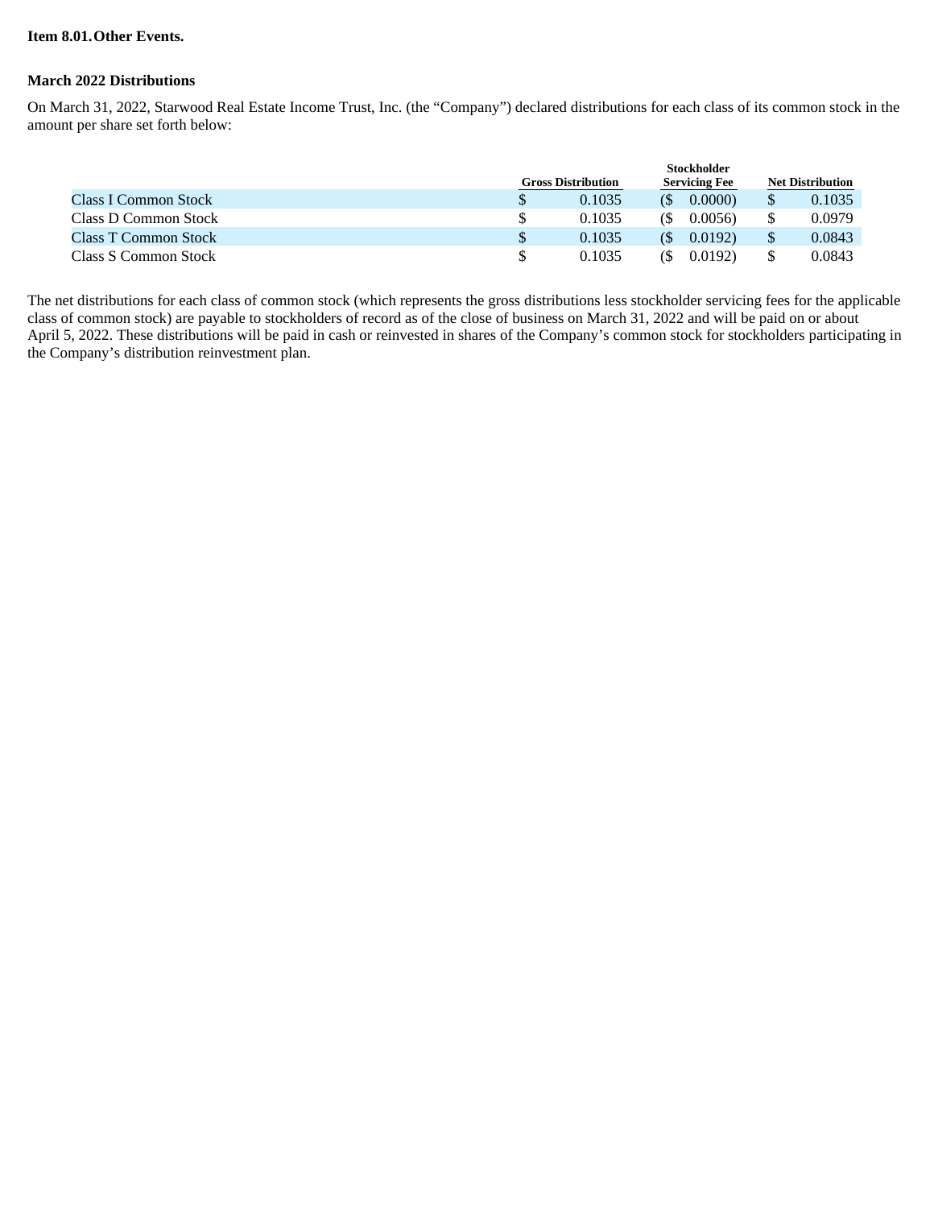**Item 8.01. Other Events.**

**March 2022 Distributions**

On March 31, 2022, Starwood Real Estate Income Trust, Inc. (the "Company") declared distributions for each class of its common stock in the amount per share set forth below:

| | Gross Distribution | Stockholder Servicing Fee | Net Distribution |
|---|---|---|---|
| Class I Common Stock | $ 0.1035 | ($ 0.0000) | $ 0.1035 |
| Class D Common Stock | $ 0.1035 | ($ 0.0056) | $ 0.0979 |
| Class T Common Stock | $ 0.1035 | ($ 0.0192) | $ 0.0843 |
| Class S Common Stock | $ 0.1035 | ($ 0.0192) | $ 0.0843 |

The net distributions for each class of common stock (which represents the gross distributions less stockholder servicing fees for the applicable class of common stock) are payable to stockholders of record as of the close of business on March 31, 2022 and will be paid on or about April 5, 2022. These distributions will be paid in cash or reinvested in shares of the Company's common stock for stockholders participating in the Company's distribution reinvestment plan.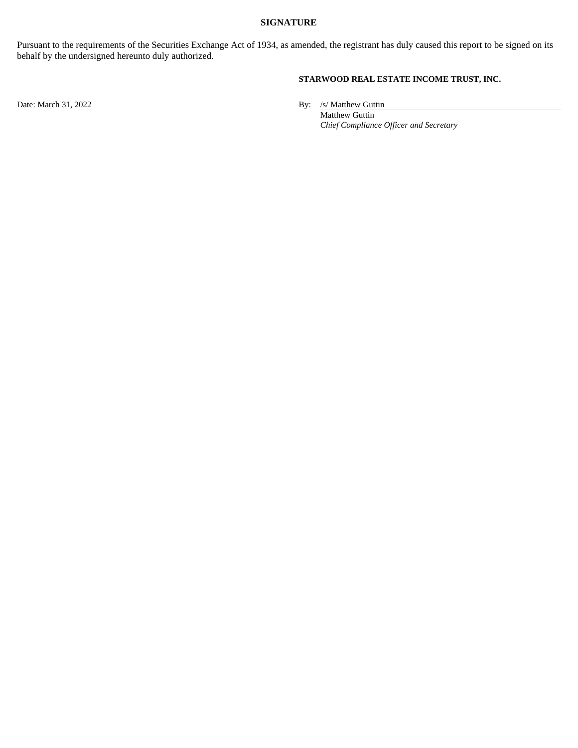**SIGNATURE**

Pursuant to the requirements of the Securities Exchange Act of 1934, as amended, the registrant has duly caused this report to be signed on its behalf by the undersigned hereunto duly authorized.

**STARWOOD REAL ESTATE INCOME TRUST, INC.**

Date: March 31, 2022

By: /s/ Matthew Guttin
Matthew Guttin
*Chief Compliance Officer and Secretary*